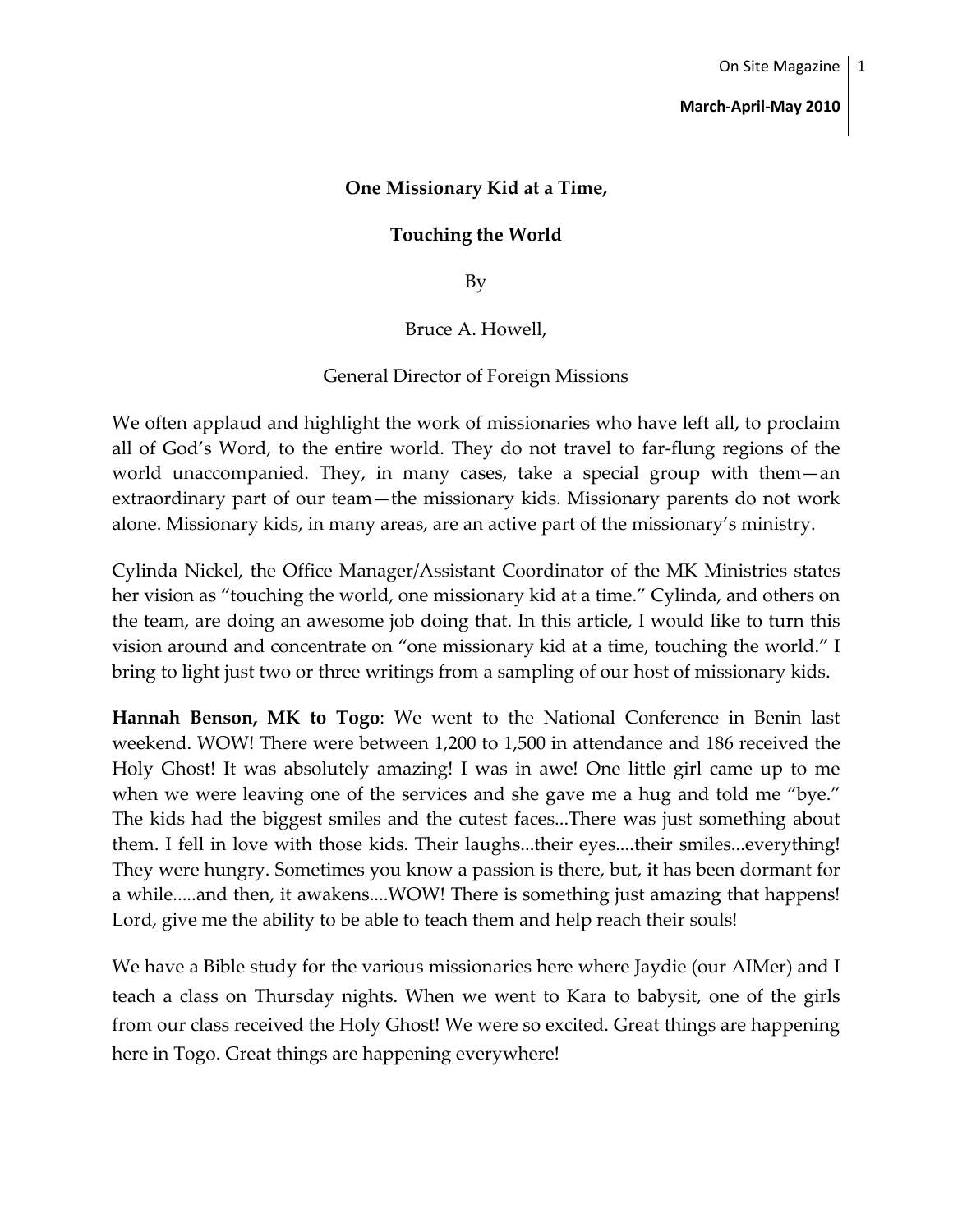**One Missionary Kid at a Time,**

**Touching the World**

By

Bruce A. Howell,

General Director of Foreign Missions

We often applaud and highlight the work of missionaries who have left all, to proclaim all of God's Word, to the entire world. They do not travel to far-flung regions of the world unaccompanied. They, in many cases, take a special group with them—an extraordinary part of our team—the missionary kids. Missionary parents do not work alone. Missionary kids, in many areas, are an active part of the missionary's ministry.

Cylinda Nickel, the Office Manager/Assistant Coordinator of the MK Ministries states her vision as "touching the world, one missionary kid at a time." Cylinda, and others on the team, are doing an awesome job doing that. In this article, I would like to turn this vision around and concentrate on "one missionary kid at a time, touching the world." I bring to light just two or three writings from a sampling of our host of missionary kids.

**Hannah Benson, MK to Togo**: We went to the National Conference in Benin last weekend. WOW! There were between 1,200 to 1,500 in attendance and 186 received the Holy Ghost! It was absolutely amazing! I was in awe! One little girl came up to me when we were leaving one of the services and she gave me a hug and told me "bye." The kids had the biggest smiles and the cutest faces...There was just something about them. I fell in love with those kids. Their laughs...their eyes....their smiles...everything! They were hungry. Sometimes you know a passion is there, but, it has been dormant for a while.....and then, it awakens....WOW! There is something just amazing that happens! Lord, give me the ability to be able to teach them and help reach their souls!

We have a Bible study for the various missionaries here where Jaydie (our AIMer) and I teach a class on Thursday nights. When we went to Kara to babysit, one of the girls from our class received the Holy Ghost! We were so excited. Great things are happening here in Togo. Great things are happening everywhere!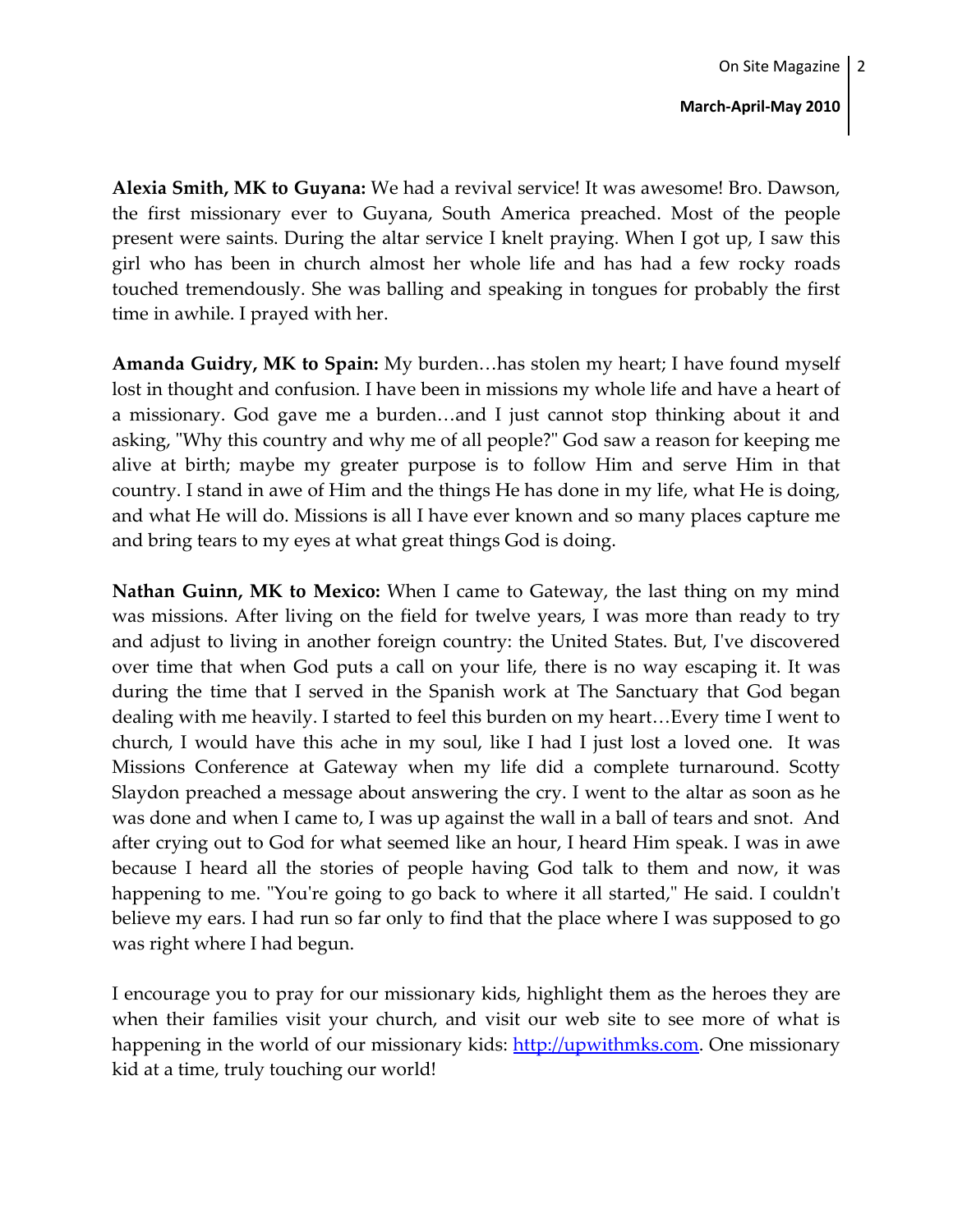**Alexia Smith, MK to Guyana:** We had a revival service! It was awesome! Bro. Dawson, the first missionary ever to Guyana, South America preached. Most of the people present were saints. During the altar service I knelt praying. When I got up, I saw this girl who has been in church almost her whole life and has had a few rocky roads touched tremendously. She was balling and speaking in tongues for probably the first time in awhile. I prayed with her.

**Amanda Guidry, MK to Spain:** My burden…has stolen my heart; I have found myself lost in thought and confusion. I have been in missions my whole life and have a heart of a missionary. God gave me a burden…and I just cannot stop thinking about it and asking, "Why this country and why me of all people?" God saw a reason for keeping me alive at birth; maybe my greater purpose is to follow Him and serve Him in that country. I stand in awe of Him and the things He has done in my life, what He is doing, and what He will do. Missions is all I have ever known and so many places capture me and bring tears to my eyes at what great things God is doing.

**Nathan Guinn, MK to Mexico:** When I came to Gateway, the last thing on my mind was missions. After living on the field for twelve years, I was more than ready to try and adjust to living in another foreign country: the United States. But, I've discovered over time that when God puts a call on your life, there is no way escaping it. It was during the time that I served in the Spanish work at The Sanctuary that God began dealing with me heavily. I started to feel this burden on my heart…Every time I went to church, I would have this ache in my soul, like I had I just lost a loved one. It was Missions Conference at Gateway when my life did a complete turnaround. Scotty Slaydon preached a message about answering the cry. I went to the altar as soon as he was done and when I came to, I was up against the wall in a ball of tears and snot. And after crying out to God for what seemed like an hour, I heard Him speak. I was in awe because I heard all the stories of people having God talk to them and now, it was happening to me. "You're going to go back to where it all started," He said. I couldn't believe my ears. I had run so far only to find that the place where I was supposed to go was right where I had begun.

I encourage you to pray for our missionary kids, highlight them as the heroes they are when their families visit your church, and visit our web site to see more of what is happening in the world of our missionary kids: [http://upwithmks.com](http://upwithmks.com). One missionary kid at a time, truly touching our world!